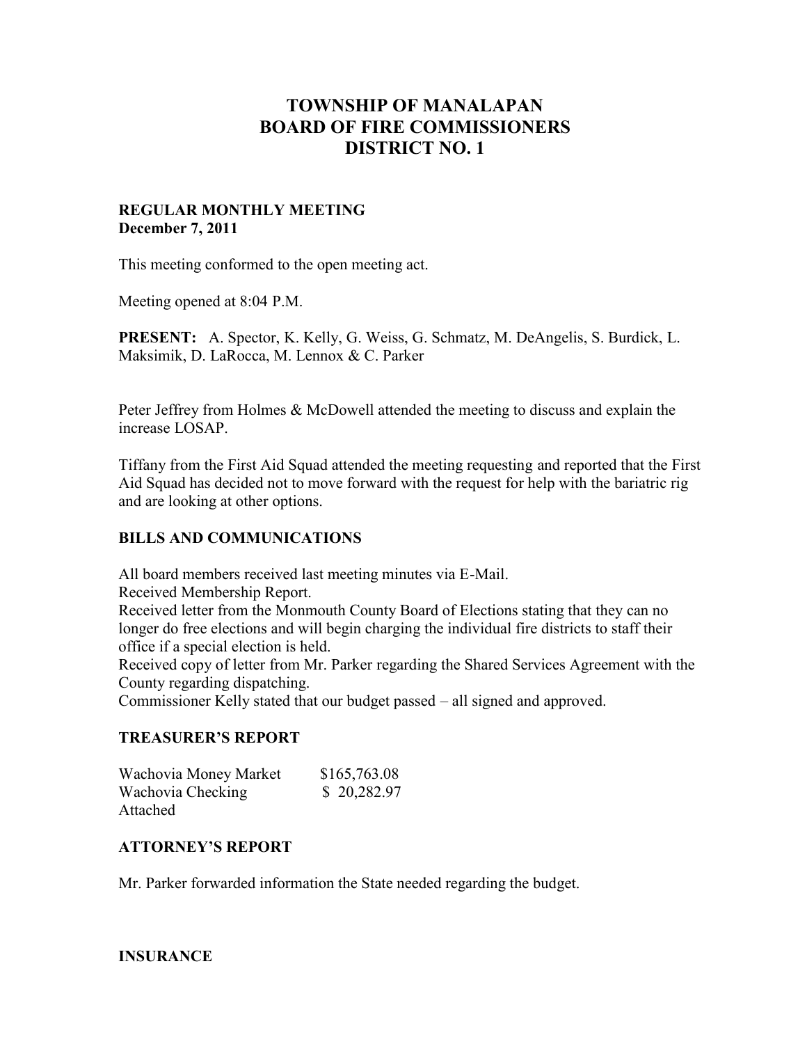# TOWNSHIP OF MANALAPAN
# BOARD OF FIRE COMMISSIONERS
# DISTRICT NO. 1

**REGULAR MONTHLY MEETING**
**December 7, 2011**

This meeting conformed to the open meeting act.

Meeting opened at 8:04 P.M.

**PRESENT:** A. Spector, K. Kelly, G. Weiss, G. Schmatz, M. DeAngelis, S. Burdick, L. Maksimik, D. LaRocca, M. Lennox & C. Parker

Peter Jeffrey from Holmes & McDowell attended the meeting to discuss and explain the increase LOSAP.

Tiffany from the First Aid Squad attended the meeting requesting and reported that the First Aid Squad has decided not to move forward with the request for help with the bariatric rig and are looking at other options.

## BILLS AND COMMUNICATIONS

All board members received last meeting minutes via E-Mail.
Received Membership Report.
Received letter from the Monmouth County Board of Elections stating that they can no longer do free elections and will begin charging the individual fire districts to staff their office if a special election is held.
Received copy of letter from Mr. Parker regarding the Shared Services Agreement with the County regarding dispatching.
Commissioner Kelly stated that our budget passed – all signed and approved.

## TREASURER'S REPORT

| | |
|---|---|
| Wachovia Money Market | $165,763.08 |
| Wachovia Checking | $ 20,282.97 |

Attached

## ATTORNEY'S REPORT

Mr. Parker forwarded information the State needed regarding the budget.

## INSURANCE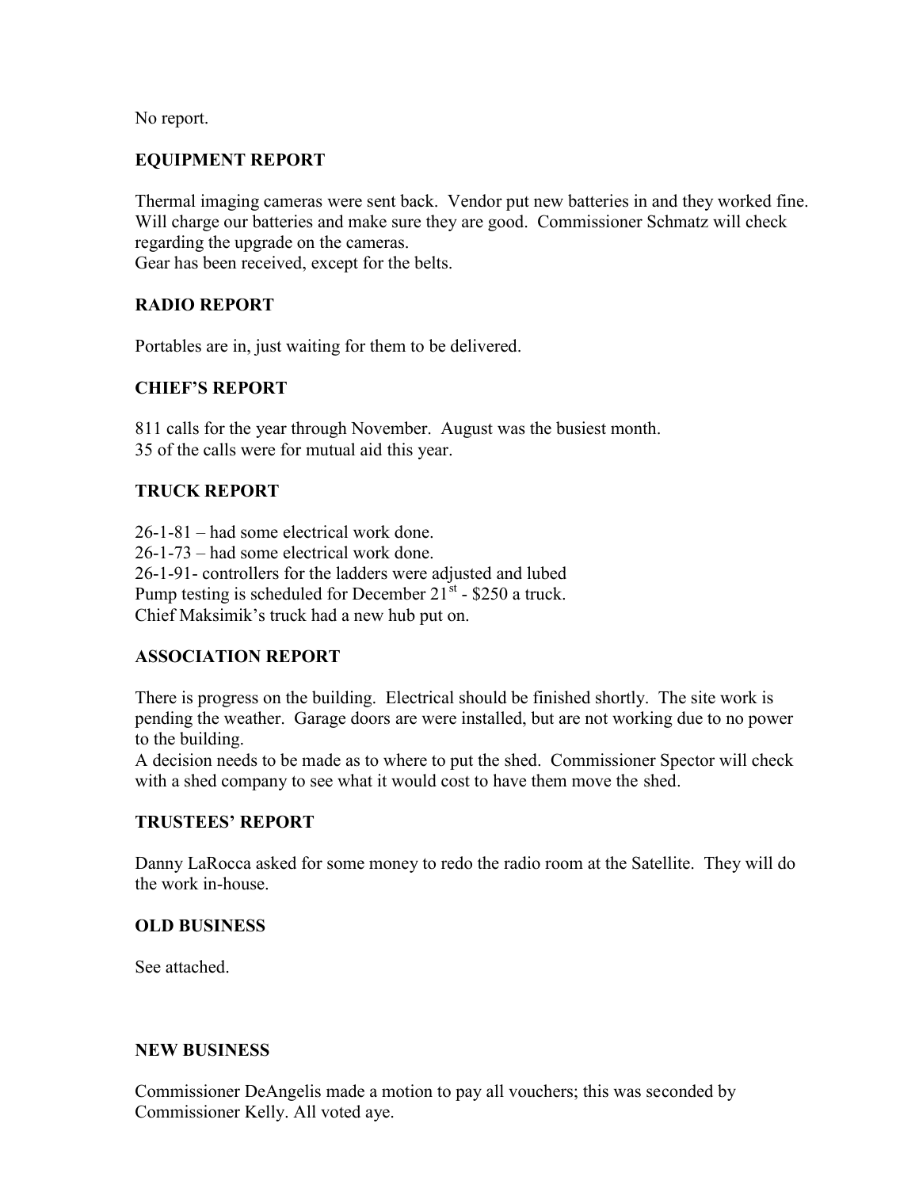No report.

## EQUIPMENT REPORT

Thermal imaging cameras were sent back. Vendor put new batteries in and they worked fine. Will charge our batteries and make sure they are good. Commissioner Schmatz will check regarding the upgrade on the cameras.
Gear has been received, except for the belts.

## RADIO REPORT

Portables are in, just waiting for them to be delivered.

## CHIEF'S REPORT

811 calls for the year through November. August was the busiest month.
35 of the calls were for mutual aid this year.

## TRUCK REPORT

26-1-81 – had some electrical work done.
26-1-73 – had some electrical work done.
26-1-91- controllers for the ladders were adjusted and lubed
Pump testing is scheduled for December 21st - $250 a truck.
Chief Maksimik's truck had a new hub put on.

## ASSOCIATION REPORT

There is progress on the building. Electrical should be finished shortly. The site work is pending the weather. Garage doors are were installed, but are not working due to no power to the building.
A decision needs to be made as to where to put the shed. Commissioner Spector will check with a shed company to see what it would cost to have them move the shed.

## TRUSTEES' REPORT

Danny LaRocca asked for some money to redo the radio room at the Satellite. They will do the work in-house.

## OLD BUSINESS

See attached.

## NEW BUSINESS

Commissioner DeAngelis made a motion to pay all vouchers; this was seconded by Commissioner Kelly. All voted aye.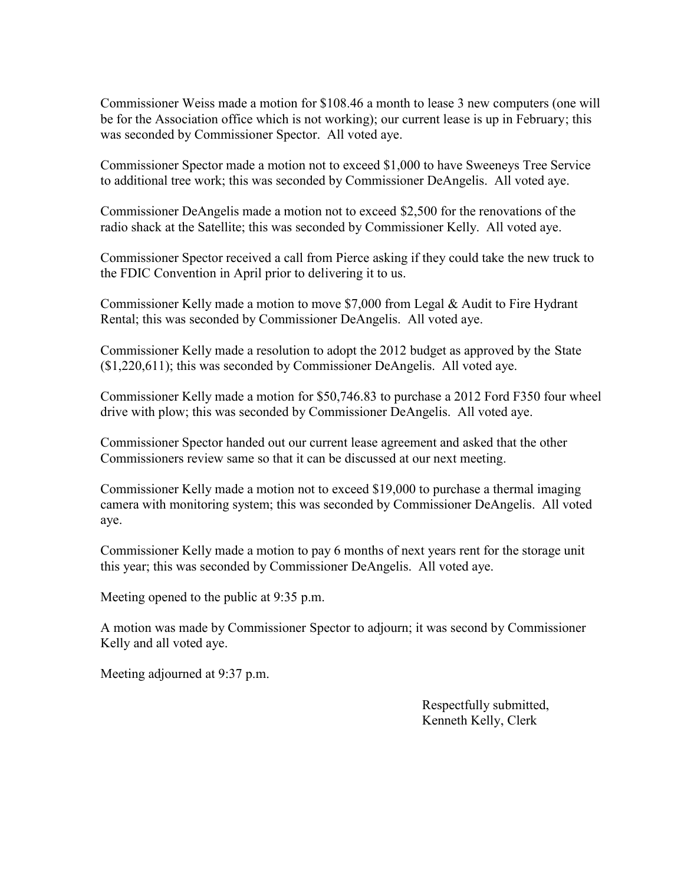Commissioner Weiss made a motion for $108.46 a month to lease 3 new computers (one will be for the Association office which is not working); our current lease is up in February; this was seconded by Commissioner Spector. All voted aye.

Commissioner Spector made a motion not to exceed $1,000 to have Sweeneys Tree Service to additional tree work; this was seconded by Commissioner DeAngelis. All voted aye.

Commissioner DeAngelis made a motion not to exceed $2,500 for the renovations of the radio shack at the Satellite; this was seconded by Commissioner Kelly. All voted aye.

Commissioner Spector received a call from Pierce asking if they could take the new truck to the FDIC Convention in April prior to delivering it to us.

Commissioner Kelly made a motion to move $7,000 from Legal & Audit to Fire Hydrant Rental; this was seconded by Commissioner DeAngelis. All voted aye.

Commissioner Kelly made a resolution to adopt the 2012 budget as approved by the State ($1,220,611); this was seconded by Commissioner DeAngelis. All voted aye.

Commissioner Kelly made a motion for $50,746.83 to purchase a 2012 Ford F350 four wheel drive with plow; this was seconded by Commissioner DeAngelis. All voted aye.

Commissioner Spector handed out our current lease agreement and asked that the other Commissioners review same so that it can be discussed at our next meeting.

Commissioner Kelly made a motion not to exceed $19,000 to purchase a thermal imaging camera with monitoring system; this was seconded by Commissioner DeAngelis. All voted aye.

Commissioner Kelly made a motion to pay 6 months of next years rent for the storage unit this year; this was seconded by Commissioner DeAngelis. All voted aye.

Meeting opened to the public at 9:35 p.m.

A motion was made by Commissioner Spector to adjourn; it was second by Commissioner Kelly and all voted aye.

Meeting adjourned at 9:37 p.m.

Respectfully submitted,
Kenneth Kelly, Clerk